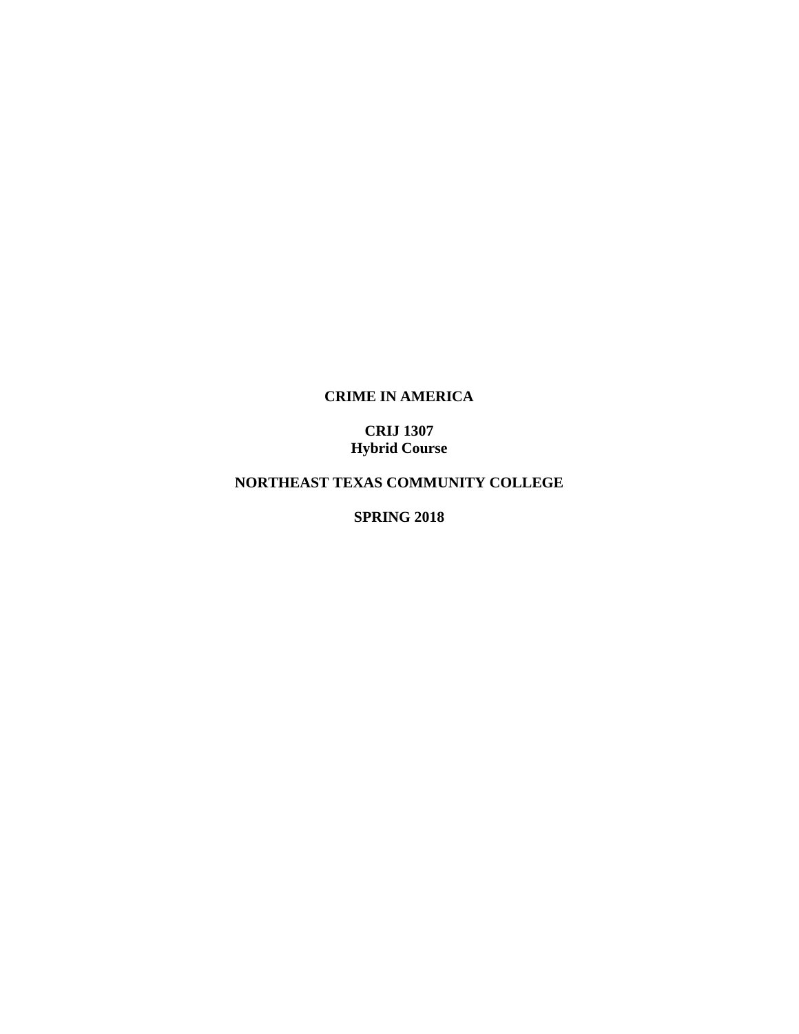**CRIME IN AMERICA**

**CRIJ 1307**
**Hybrid Course**

**NORTHEAST TEXAS COMMUNITY COLLEGE**

**SPRING 2018**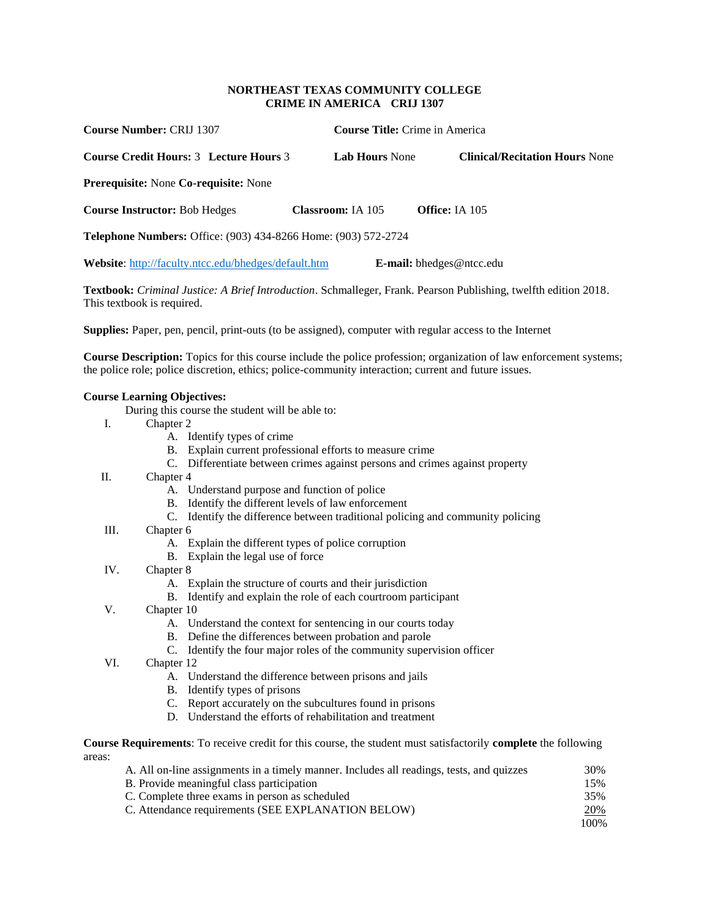**NORTHEAST TEXAS COMMUNITY COLLEGE**
**CRIME IN AMERICA CRIJ 1307**

**Course Number:** CRIJ 1307 **Course Title:** Crime in America

**Course Credit Hours:** 3 **Lecture Hours** 3 **Lab Hours** None **Clinical/Recitation Hours** None

**Prerequisite:** None **Co-requisite:** None

**Course Instructor:** Bob Hedges **Classroom:** IA 105 **Office:** IA 105

**Telephone Numbers:** Office: (903) 434-8266 Home: (903) 572-2724

**Website**: http://faculty.ntcc.edu/bhedges/default.htm **E-mail:** bhedges@ntcc.edu

**Textbook:** *Criminal Justice: A Brief Introduction*. Schmalleger, Frank. Pearson Publishing, twelfth edition 2018. This textbook is required.

**Supplies:** Paper, pen, pencil, print-outs (to be assigned), computer with regular access to the Internet

**Course Description:** Topics for this course include the police profession; organization of law enforcement systems; the police role; police discretion, ethics; police-community interaction; current and future issues.

**Course Learning Objectives:**

During this course the student will be able to:

I. Chapter 2
  A. Identify types of crime
  B. Explain current professional efforts to measure crime
  C. Differentiate between crimes against persons and crimes against property

II. Chapter 4
  A. Understand purpose and function of police
  B. Identify the different levels of law enforcement
  C. Identify the difference between traditional policing and community policing

III. Chapter 6
  A. Explain the different types of police corruption
  B. Explain the legal use of force

IV. Chapter 8
  A. Explain the structure of courts and their jurisdiction
  B. Identify and explain the role of each courtroom participant

V. Chapter 10
  A. Understand the context for sentencing in our courts today
  B. Define the differences between probation and parole
  C. Identify the four major roles of the community supervision officer

VI. Chapter 12
  A. Understand the difference between prisons and jails
  B. Identify types of prisons
  C. Report accurately on the subcultures found in prisons
  D. Understand the efforts of rehabilitation and treatment

**Course Requirements**: To receive credit for this course, the student must satisfactorily **complete** the following areas:

| Requirement | Weight |
|---|---|
| A. All on-line assignments in a timely manner. Includes all readings, tests, and quizzes | 30% |
| B. Provide meaningful class participation | 15% |
| C. Complete three exams in person as scheduled | 35% |
| C. Attendance requirements (SEE EXPLANATION BELOW) | 20% |
| | 100% |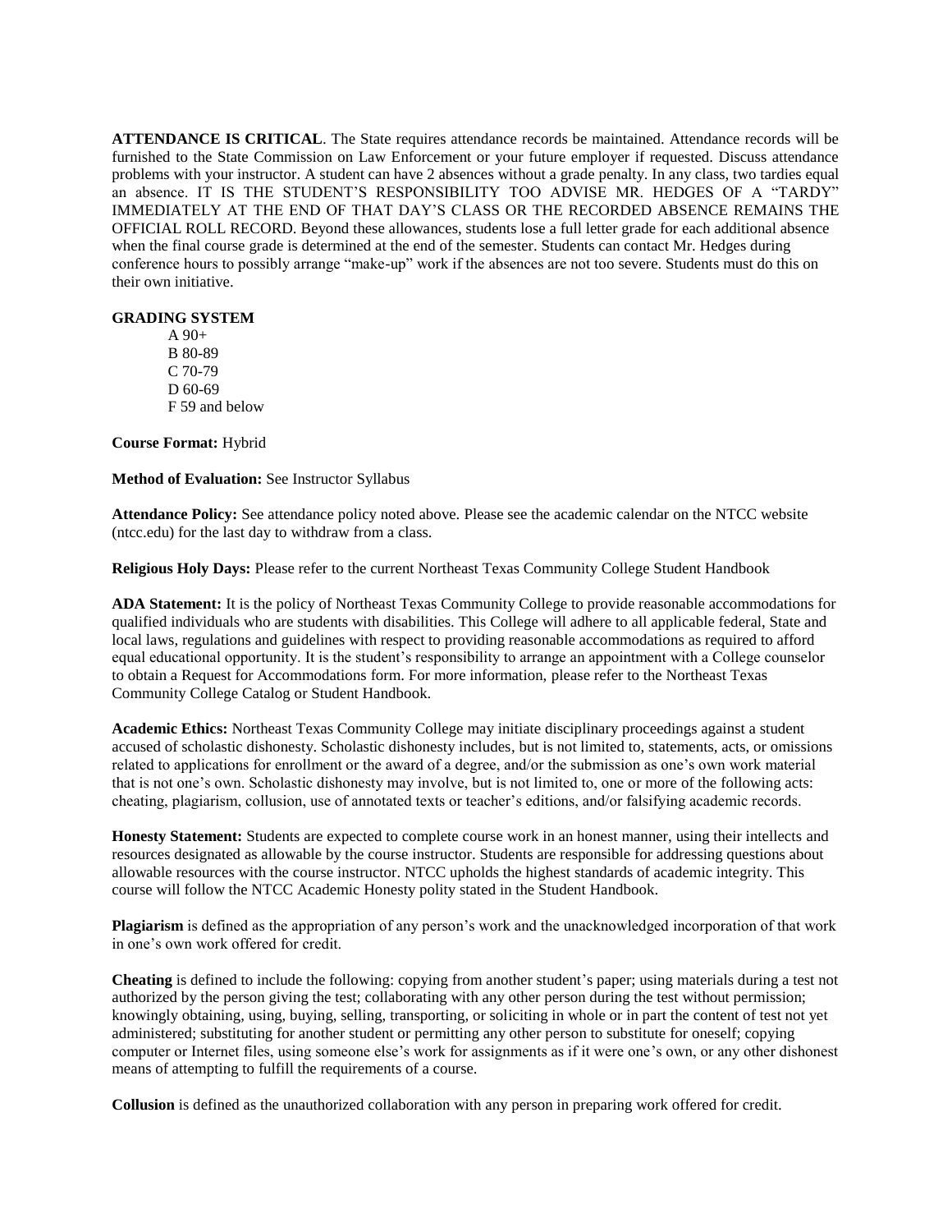**ATTENDANCE IS CRITICAL**. The State requires attendance records be maintained. Attendance records will be furnished to the State Commission on Law Enforcement or your future employer if requested. Discuss attendance problems with your instructor. A student can have 2 absences without a grade penalty. In any class, two tardies equal an absence. IT IS THE STUDENT'S RESPONSIBILITY TOO ADVISE MR. HEDGES OF A "TARDY" IMMEDIATELY AT THE END OF THAT DAY'S CLASS OR THE RECORDED ABSENCE REMAINS THE OFFICIAL ROLL RECORD. Beyond these allowances, students lose a full letter grade for each additional absence when the final course grade is determined at the end of the semester. Students can contact Mr. Hedges during conference hours to possibly arrange "make-up" work if the absences are not too severe. Students must do this on their own initiative.

**GRADING SYSTEM**

A 90+
B 80-89
C 70-79
D 60-69
F 59 and below

**Course Format:** Hybrid

**Method of Evaluation:** See Instructor Syllabus

**Attendance Policy:** See attendance policy noted above. Please see the academic calendar on the NTCC website (ntcc.edu) for the last day to withdraw from a class.

**Religious Holy Days:** Please refer to the current Northeast Texas Community College Student Handbook

**ADA Statement:** It is the policy of Northeast Texas Community College to provide reasonable accommodations for qualified individuals who are students with disabilities. This College will adhere to all applicable federal, State and local laws, regulations and guidelines with respect to providing reasonable accommodations as required to afford equal educational opportunity. It is the student's responsibility to arrange an appointment with a College counselor to obtain a Request for Accommodations form. For more information, please refer to the Northeast Texas Community College Catalog or Student Handbook.

**Academic Ethics:** Northeast Texas Community College may initiate disciplinary proceedings against a student accused of scholastic dishonesty. Scholastic dishonesty includes, but is not limited to, statements, acts, or omissions related to applications for enrollment or the award of a degree, and/or the submission as one's own work material that is not one's own. Scholastic dishonesty may involve, but is not limited to, one or more of the following acts: cheating, plagiarism, collusion, use of annotated texts or teacher's editions, and/or falsifying academic records.

**Honesty Statement:** Students are expected to complete course work in an honest manner, using their intellects and resources designated as allowable by the course instructor. Students are responsible for addressing questions about allowable resources with the course instructor. NTCC upholds the highest standards of academic integrity. This course will follow the NTCC Academic Honesty polity stated in the Student Handbook.

**Plagiarism** is defined as the appropriation of any person's work and the unacknowledged incorporation of that work in one's own work offered for credit.

**Cheating** is defined to include the following: copying from another student's paper; using materials during a test not authorized by the person giving the test; collaborating with any other person during the test without permission; knowingly obtaining, using, buying, selling, transporting, or soliciting in whole or in part the content of test not yet administered; substituting for another student or permitting any other person to substitute for oneself; copying computer or Internet files, using someone else's work for assignments as if it were one's own, or any other dishonest means of attempting to fulfill the requirements of a course.

**Collusion** is defined as the unauthorized collaboration with any person in preparing work offered for credit.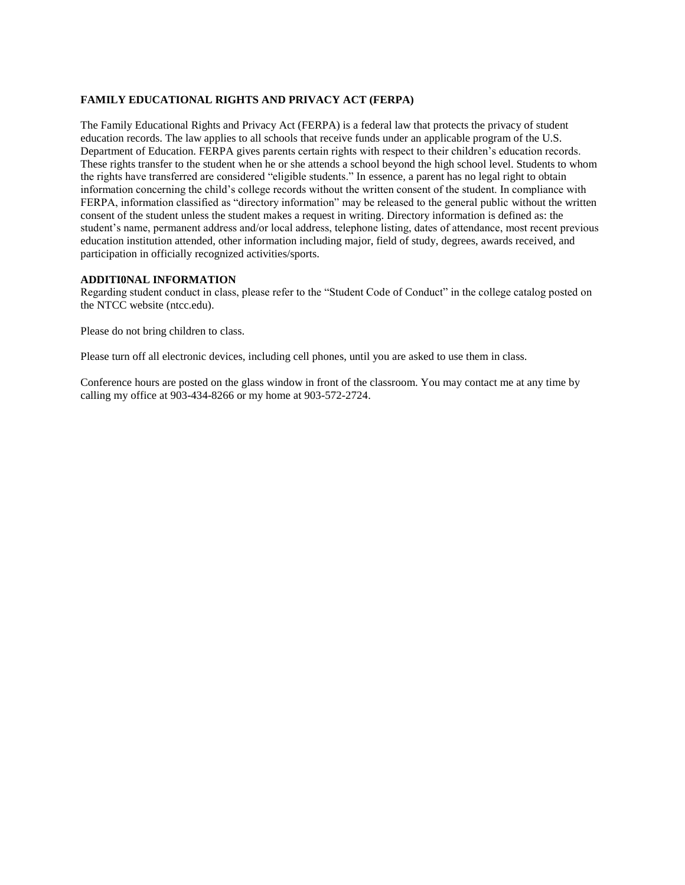**FAMILY EDUCATIONAL RIGHTS AND PRIVACY ACT (FERPA)**

The Family Educational Rights and Privacy Act (FERPA) is a federal law that protects the privacy of student education records. The law applies to all schools that receive funds under an applicable program of the U.S. Department of Education. FERPA gives parents certain rights with respect to their children's education records. These rights transfer to the student when he or she attends a school beyond the high school level. Students to whom the rights have transferred are considered "eligible students." In essence, a parent has no legal right to obtain information concerning the child's college records without the written consent of the student. In compliance with FERPA, information classified as "directory information" may be released to the general public without the written consent of the student unless the student makes a request in writing. Directory information is defined as: the student's name, permanent address and/or local address, telephone listing, dates of attendance, most recent previous education institution attended, other information including major, field of study, degrees, awards received, and participation in officially recognized activities/sports.

**ADDITI0NAL INFORMATION**

Regarding student conduct in class, please refer to the "Student Code of Conduct" in the college catalog posted on the NTCC website (ntcc.edu).

Please do not bring children to class.

Please turn off all electronic devices, including cell phones, until you are asked to use them in class.

Conference hours are posted on the glass window in front of the classroom. You may contact me at any time by calling my office at 903-434-8266 or my home at 903-572-2724.